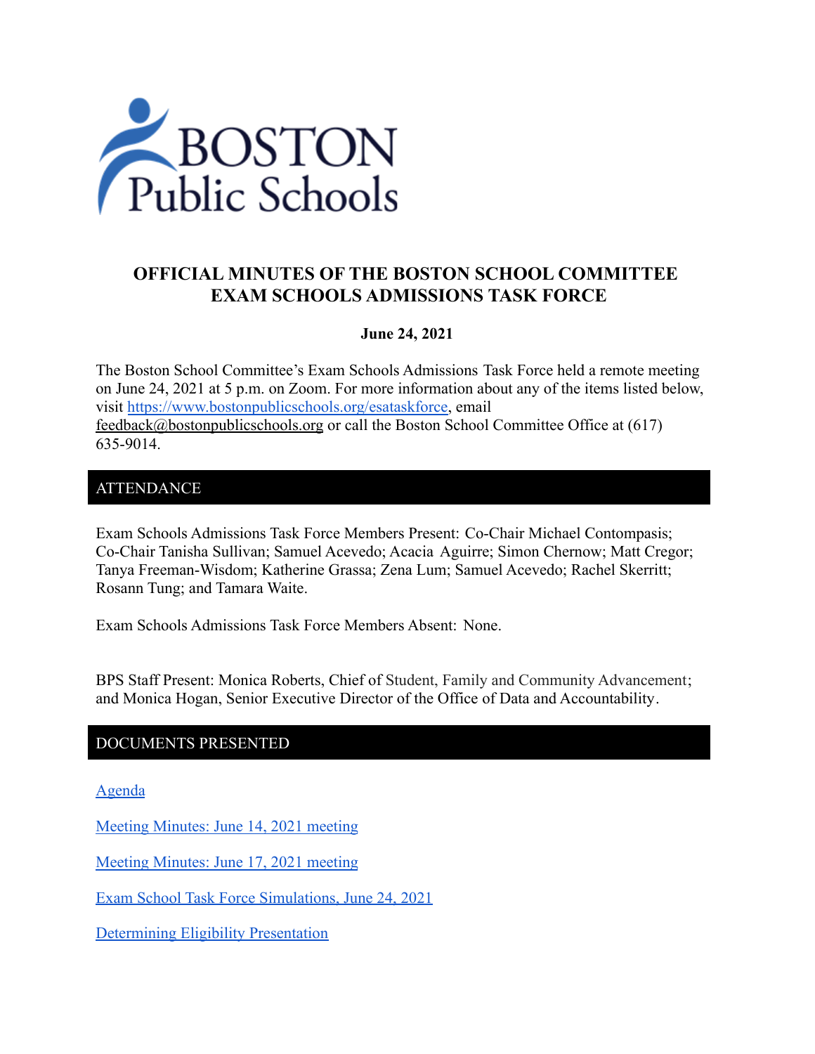# OFFICIAL MINUTES OF THE BOSTON SCHOOL COMMITTEE EXAM SCHOOLS ADMISSIONS TASK FORCE

**June 24, 2021**

The Boston School Committee's Exam Schools Admissions Task Force held a remote meeting on June 24, 2021 at 5 p.m. on Zoom. For more information about any of the items listed below, visit https://www.bostonpublicschools.org/esataskforce, email feedback@bostonpublicschools.org or call the Boston School Committee Office at (617) 635-9014.

## ATTENDANCE

Exam Schools Admissions Task Force Members Present: Co-Chair Michael Contompasis; Co-Chair Tanisha Sullivan; Samuel Acevedo; Acacia Aguirre; Simon Chernow; Matt Cregor; Tanya Freeman-Wisdom; Katherine Grassa; Zena Lum; Samuel Acevedo; Rachel Skerritt; Rosann Tung; and Tamara Waite.

Exam Schools Admissions Task Force Members Absent: None.

BPS Staff Present: Monica Roberts, Chief of Student, Family and Community Advancement; and Monica Hogan, Senior Executive Director of the Office of Data and Accountability.

## DOCUMENTS PRESENTED

Agenda

Meeting Minutes: June 14, 2021 meeting

Meeting Minutes: June 17, 2021 meeting

Exam School Task Force Simulations, June 24, 2021

Determining Eligibility Presentation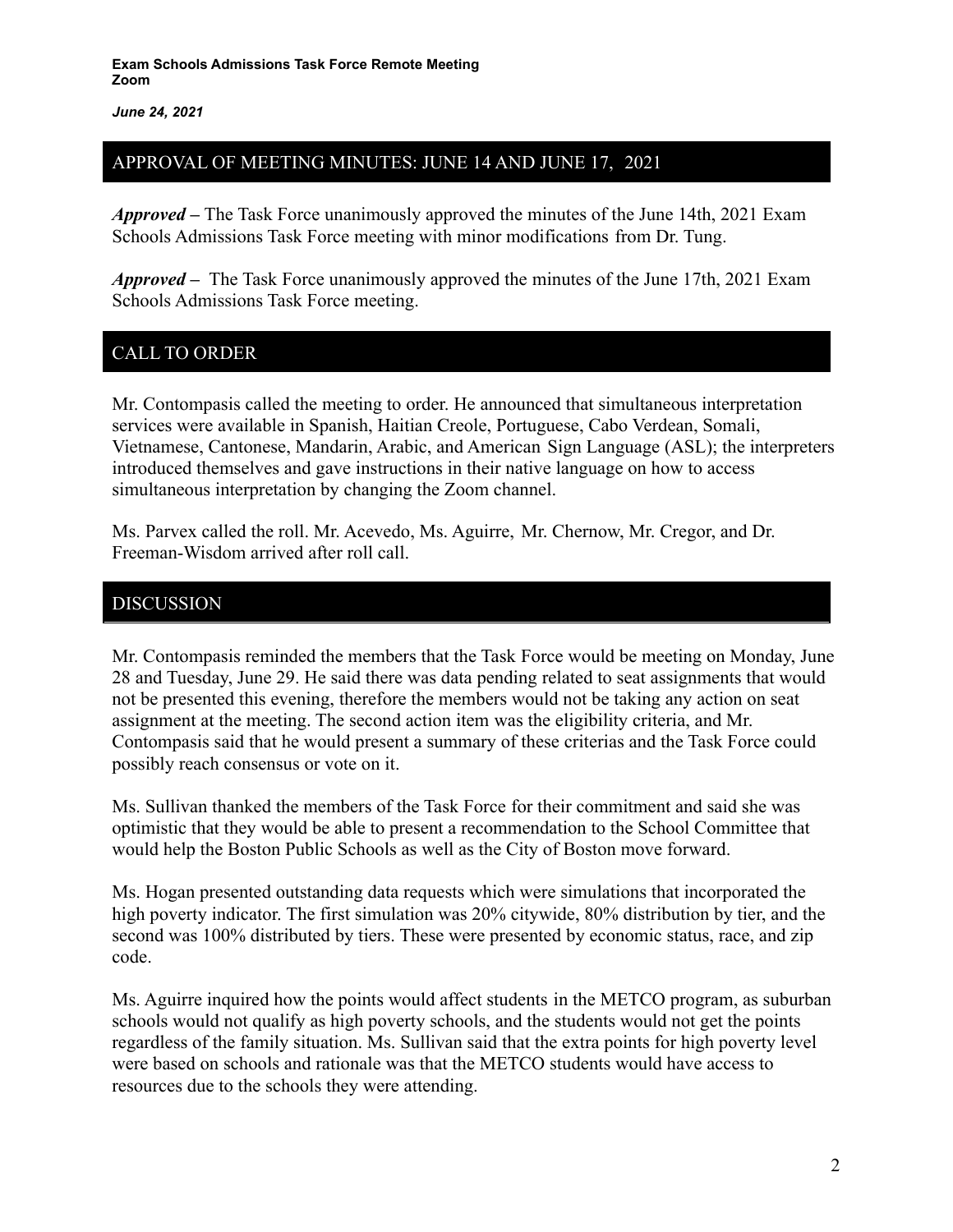## APPROVAL OF MEETING MINUTES: JUNE 14 AND JUNE 17, 2021

***Approved –*** The Task Force unanimously approved the minutes of the June 14th, 2021 Exam Schools Admissions Task Force meeting with minor modifications from Dr. Tung.

***Approved –*** The Task Force unanimously approved the minutes of the June 17th, 2021 Exam Schools Admissions Task Force meeting.

## CALL TO ORDER

Mr. Contompasis called the meeting to order. He announced that simultaneous interpretation services were available in Spanish, Haitian Creole, Portuguese, Cabo Verdean, Somali, Vietnamese, Cantonese, Mandarin, Arabic, and American Sign Language (ASL); the interpreters introduced themselves and gave instructions in their native language on how to access simultaneous interpretation by changing the Zoom channel.

Ms. Parvex called the roll. Mr. Acevedo, Ms. Aguirre, Mr. Chernow, Mr. Cregor, and Dr. Freeman-Wisdom arrived after roll call.

## DISCUSSION

Mr. Contompasis reminded the members that the Task Force would be meeting on Monday, June 28 and Tuesday, June 29. He said there was data pending related to seat assignments that would not be presented this evening, therefore the members would not be taking any action on seat assignment at the meeting. The second action item was the eligibility criteria, and Mr. Contompasis said that he would present a summary of these criterias and the Task Force could possibly reach consensus or vote on it.

Ms. Sullivan thanked the members of the Task Force for their commitment and said she was optimistic that they would be able to present a recommendation to the School Committee that would help the Boston Public Schools as well as the City of Boston move forward.

Ms. Hogan presented outstanding data requests which were simulations that incorporated the high poverty indicator. The first simulation was 20% citywide, 80% distribution by tier, and the second was 100% distributed by tiers. These were presented by economic status, race, and zip code.

Ms. Aguirre inquired how the points would affect students in the METCO program, as suburban schools would not qualify as high poverty schools, and the students would not get the points regardless of the family situation. Ms. Sullivan said that the extra points for high poverty level were based on schools and rationale was that the METCO students would have access to resources due to the schools they were attending.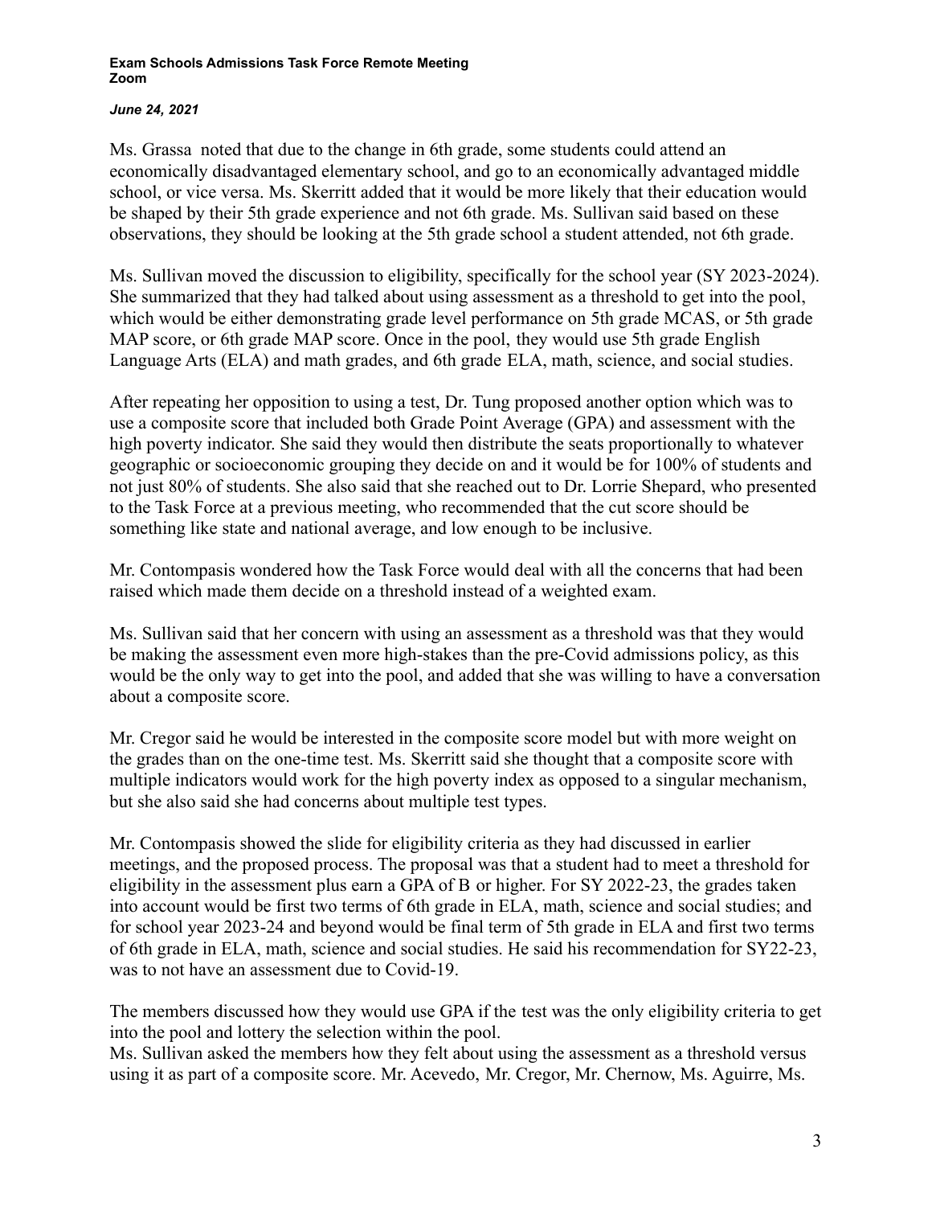Ms. Grassa noted that due to the change in 6th grade, some students could attend an economically disadvantaged elementary school, and go to an economically advantaged middle school, or vice versa. Ms. Skerritt added that it would be more likely that their education would be shaped by their 5th grade experience and not 6th grade. Ms. Sullivan said based on these observations, they should be looking at the 5th grade school a student attended, not 6th grade.

Ms. Sullivan moved the discussion to eligibility, specifically for the school year (SY 2023-2024). She summarized that they had talked about using assessment as a threshold to get into the pool, which would be either demonstrating grade level performance on 5th grade MCAS, or 5th grade MAP score, or 6th grade MAP score. Once in the pool, they would use 5th grade English Language Arts (ELA) and math grades, and 6th grade ELA, math, science, and social studies.

After repeating her opposition to using a test, Dr. Tung proposed another option which was to use a composite score that included both Grade Point Average (GPA) and assessment with the high poverty indicator. She said they would then distribute the seats proportionally to whatever geographic or socioeconomic grouping they decide on and it would be for 100% of students and not just 80% of students. She also said that she reached out to Dr. Lorrie Shepard, who presented to the Task Force at a previous meeting, who recommended that the cut score should be something like state and national average, and low enough to be inclusive.

Mr. Contompasis wondered how the Task Force would deal with all the concerns that had been raised which made them decide on a threshold instead of a weighted exam.

Ms. Sullivan said that her concern with using an assessment as a threshold was that they would be making the assessment even more high-stakes than the pre-Covid admissions policy, as this would be the only way to get into the pool, and added that she was willing to have a conversation about a composite score.

Mr. Cregor said he would be interested in the composite score model but with more weight on the grades than on the one-time test. Ms. Skerritt said she thought that a composite score with multiple indicators would work for the high poverty index as opposed to a singular mechanism, but she also said she had concerns about multiple test types.

Mr. Contompasis showed the slide for eligibility criteria as they had discussed in earlier meetings, and the proposed process. The proposal was that a student had to meet a threshold for eligibility in the assessment plus earn a GPA of B or higher. For SY 2022-23, the grades taken into account would be first two terms of 6th grade in ELA, math, science and social studies; and for school year 2023-24 and beyond would be final term of 5th grade in ELA and first two terms of 6th grade in ELA, math, science and social studies. He said his recommendation for SY22-23, was to not have an assessment due to Covid-19.

The members discussed how they would use GPA if the test was the only eligibility criteria to get into the pool and lottery the selection within the pool.
Ms. Sullivan asked the members how they felt about using the assessment as a threshold versus using it as part of a composite score. Mr. Acevedo, Mr. Cregor, Mr. Chernow, Ms. Aguirre, Ms.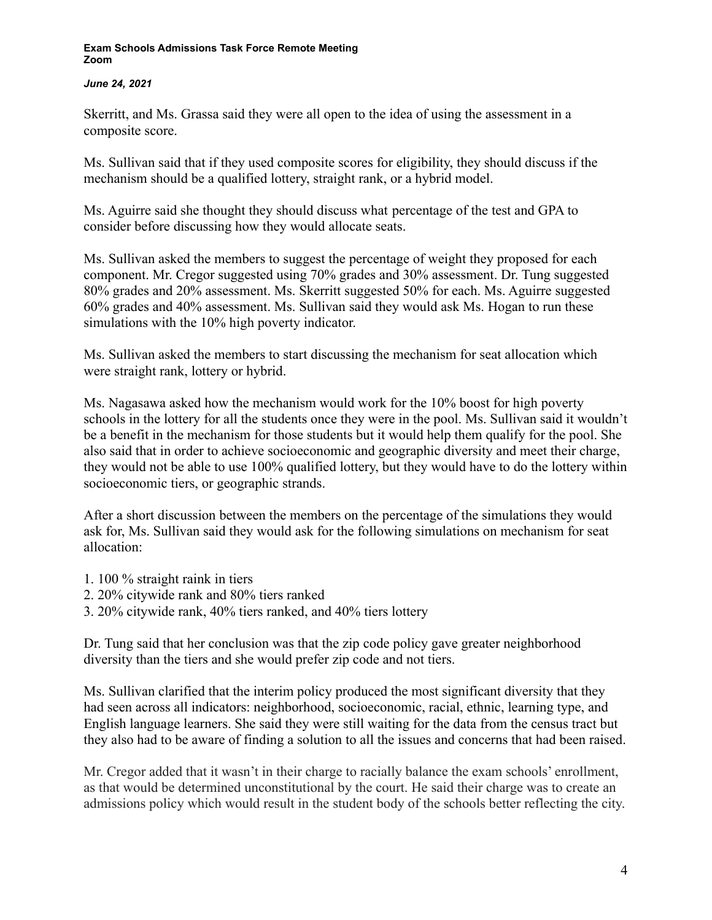Skerritt, and Ms. Grassa said they were all open to the idea of using the assessment in a composite score.

Ms. Sullivan said that if they used composite scores for eligibility, they should discuss if the mechanism should be a qualified lottery, straight rank, or a hybrid model.

Ms. Aguirre said she thought they should discuss what percentage of the test and GPA to consider before discussing how they would allocate seats.

Ms. Sullivan asked the members to suggest the percentage of weight they proposed for each component. Mr. Cregor suggested using 70% grades and 30% assessment. Dr. Tung suggested 80% grades and 20% assessment. Ms. Skerritt suggested 50% for each. Ms. Aguirre suggested 60% grades and 40% assessment. Ms. Sullivan said they would ask Ms. Hogan to run these simulations with the 10% high poverty indicator.

Ms. Sullivan asked the members to start discussing the mechanism for seat allocation which were straight rank, lottery or hybrid.

Ms. Nagasawa asked how the mechanism would work for the 10% boost for high poverty schools in the lottery for all the students once they were in the pool. Ms. Sullivan said it wouldn't be a benefit in the mechanism for those students but it would help them qualify for the pool. She also said that in order to achieve socioeconomic and geographic diversity and meet their charge, they would not be able to use 100% qualified lottery, but they would have to do the lottery within socioeconomic tiers, or geographic strands.

After a short discussion between the members on the percentage of the simulations they would ask for, Ms. Sullivan said they would ask for the following simulations on mechanism for seat allocation:

1. 100 % straight raink in tiers
2. 20% citywide rank and 80% tiers ranked
3. 20% citywide rank, 40% tiers ranked, and 40% tiers lottery

Dr. Tung said that her conclusion was that the zip code policy gave greater neighborhood diversity than the tiers and she would prefer zip code and not tiers.

Ms. Sullivan clarified that the interim policy produced the most significant diversity that they had seen across all indicators: neighborhood, socioeconomic, racial, ethnic, learning type, and English language learners. She said they were still waiting for the data from the census tract but they also had to be aware of finding a solution to all the issues and concerns that had been raised.

Mr. Cregor added that it wasn't in their charge to racially balance the exam schools' enrollment, as that would be determined unconstitutional by the court. He said their charge was to create an admissions policy which would result in the student body of the schools better reflecting the city.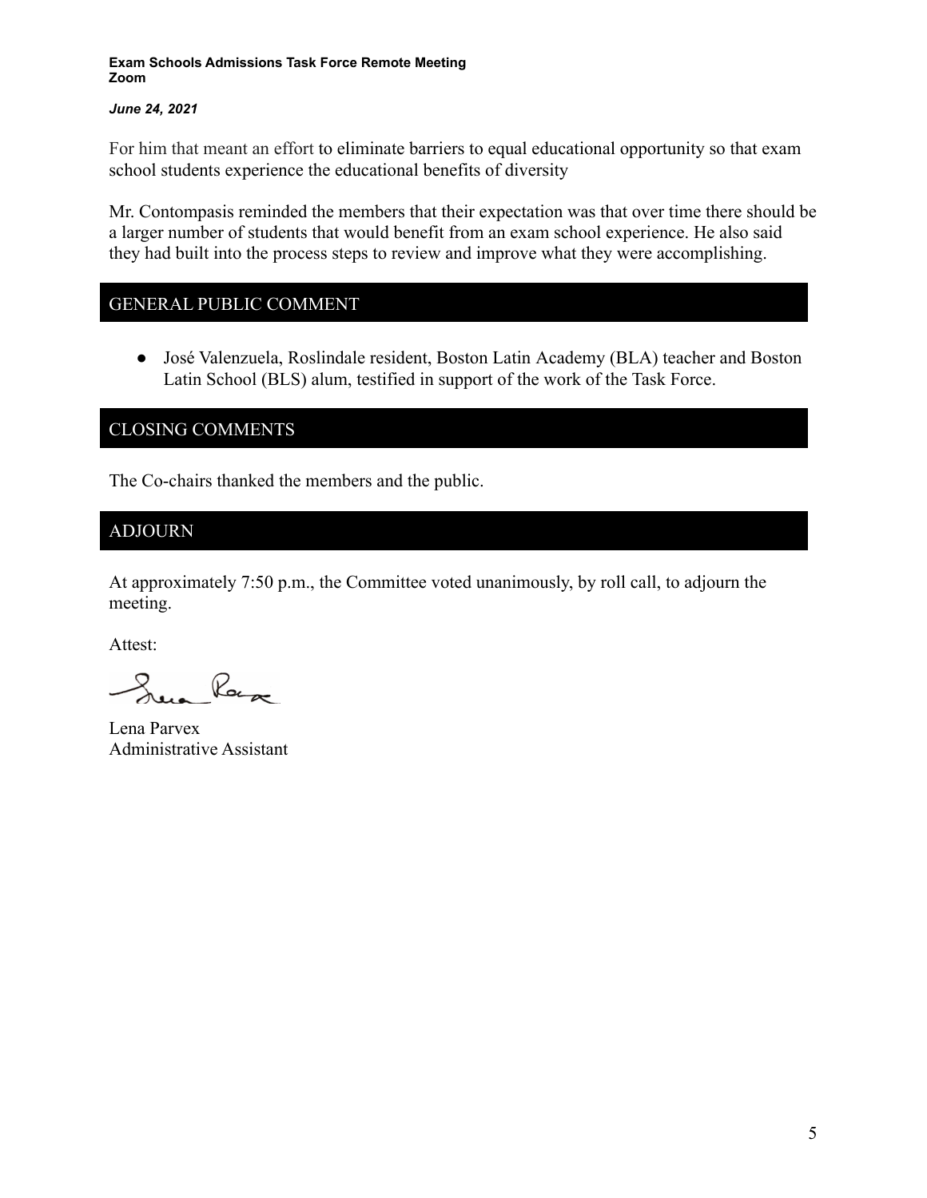For him that meant an effort to eliminate barriers to equal educational opportunity so that exam school students experience the educational benefits of diversity

Mr. Contompasis reminded the members that their expectation was that over time there should be a larger number of students that would benefit from an exam school experience. He also said they had built into the process steps to review and improve what they were accomplishing.

## GENERAL PUBLIC COMMENT

- José Valenzuela, Roslindale resident, Boston Latin Academy (BLA) teacher and Boston Latin School (BLS) alum, testified in support of the work of the Task Force.

## CLOSING COMMENTS

The Co-chairs thanked the members and the public.

## ADJOURN

At approximately 7:50 p.m., the Committee voted unanimously, by roll call, to adjourn the meeting.

Attest:

Lena Parvex
Administrative Assistant